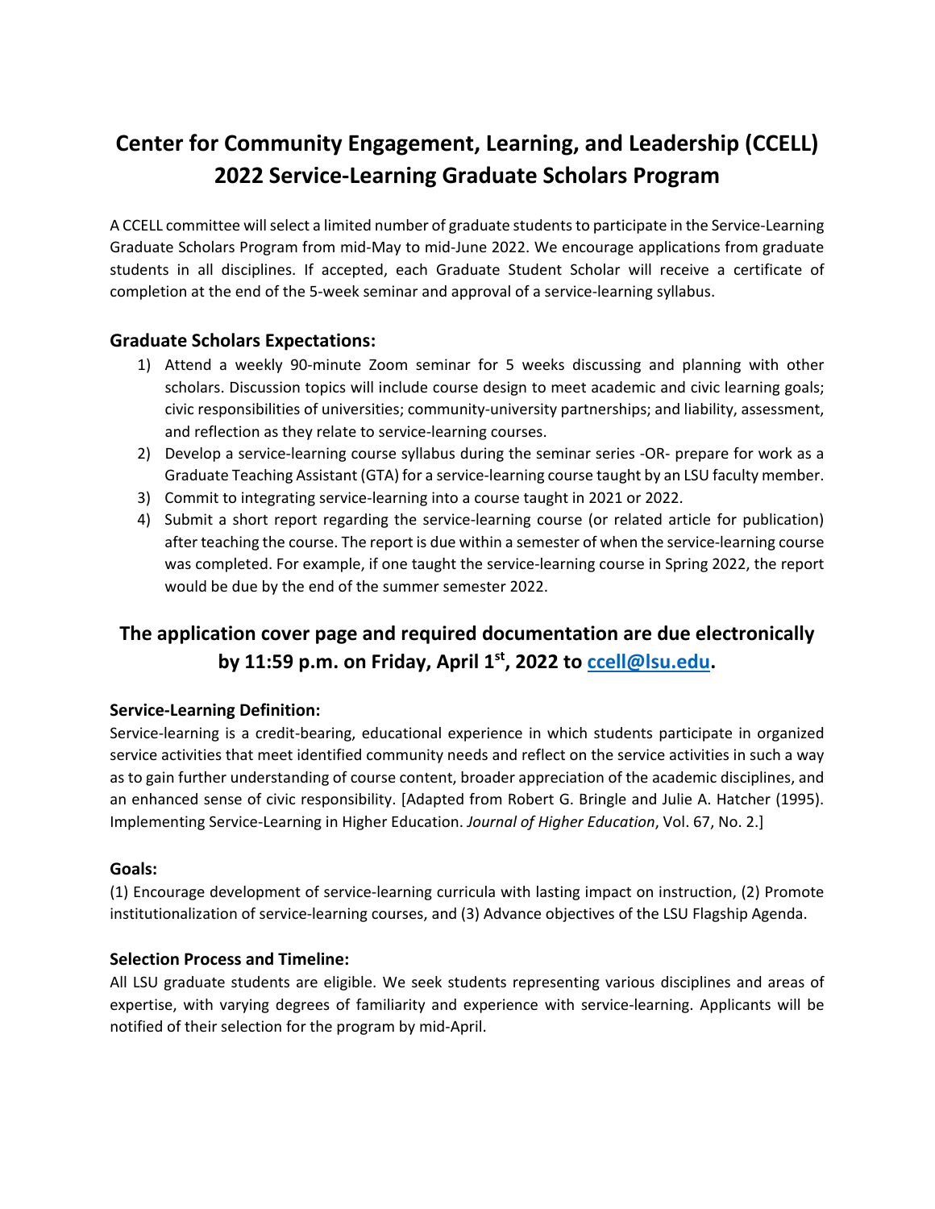# Center for Community Engagement, Learning, and Leadership (CCELL) 2022 Service-Learning Graduate Scholars Program

A CCELL committee will select a limited number of graduate students to participate in the Service-Learning Graduate Scholars Program from mid-May to mid-June 2022. We encourage applications from graduate students in all disciplines. If accepted, each Graduate Student Scholar will receive a certificate of completion at the end of the 5-week seminar and approval of a service-learning syllabus.

## Graduate Scholars Expectations:

1) Attend a weekly 90-minute Zoom seminar for 5 weeks discussing and planning with other scholars. Discussion topics will include course design to meet academic and civic learning goals; civic responsibilities of universities; community-university partnerships; and liability, assessment, and reflection as they relate to service-learning courses.
2) Develop a service-learning course syllabus during the seminar series -OR- prepare for work as a Graduate Teaching Assistant (GTA) for a service-learning course taught by an LSU faculty member.
3) Commit to integrating service-learning into a course taught in 2021 or 2022.
4) Submit a short report regarding the service-learning course (or related article for publication) after teaching the course. The report is due within a semester of when the service-learning course was completed. For example, if one taught the service-learning course in Spring 2022, the report would be due by the end of the summer semester 2022.

## The application cover page and required documentation are due electronically by 11:59 p.m. on Friday, April 1st, 2022 to [ccell@lsu.edu](mailto:ccell@lsu.edu).

### Service-Learning Definition:

Service-learning is a credit-bearing, educational experience in which students participate in organized service activities that meet identified community needs and reflect on the service activities in such a way as to gain further understanding of course content, broader appreciation of the academic disciplines, and an enhanced sense of civic responsibility. [Adapted from Robert G. Bringle and Julie A. Hatcher (1995). Implementing Service-Learning in Higher Education. *Journal of Higher Education*, Vol. 67, No. 2.]

### Goals:

(1) Encourage development of service-learning curricula with lasting impact on instruction, (2) Promote institutionalization of service-learning courses, and (3) Advance objectives of the LSU Flagship Agenda.

### Selection Process and Timeline:

All LSU graduate students are eligible. We seek students representing various disciplines and areas of expertise, with varying degrees of familiarity and experience with service-learning. Applicants will be notified of their selection for the program by mid-April.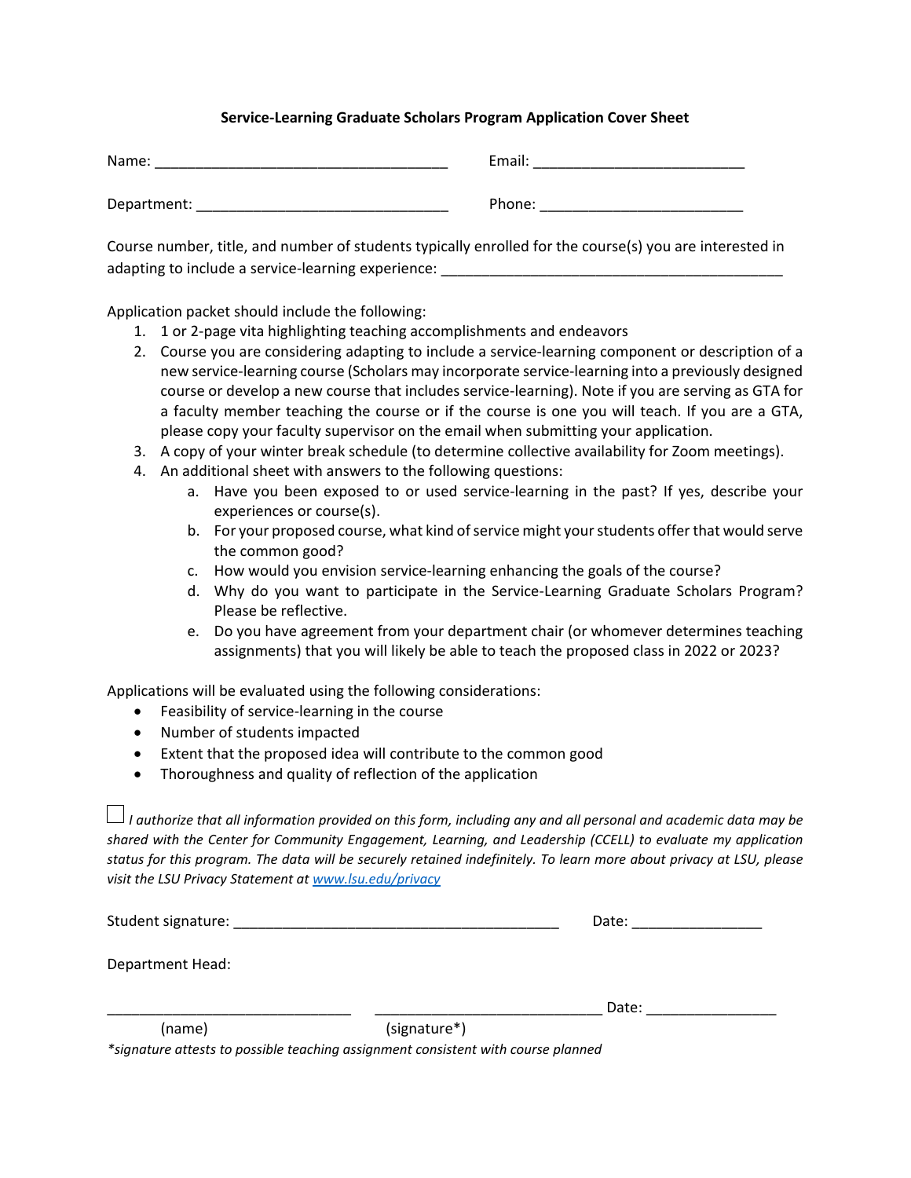**Service-Learning Graduate Scholars Program Application Cover Sheet**

Name: ___________________________________ Email: _________________________

Department: ______________________________ Phone: ________________________

Course number, title, and number of students typically enrolled for the course(s) you are interested in adapting to include a service-learning experience: ________________________________________

Application packet should include the following:

1. 1 or 2-page vita highlighting teaching accomplishments and endeavors
2. Course you are considering adapting to include a service-learning component or description of a new service-learning course (Scholars may incorporate service-learning into a previously designed course or develop a new course that includes service-learning). Note if you are serving as GTA for a faculty member teaching the course or if the course is one you will teach. If you are a GTA, please copy your faculty supervisor on the email when submitting your application.
3. A copy of your winter break schedule (to determine collective availability for Zoom meetings).
4. An additional sheet with answers to the following questions:
   a. Have you been exposed to or used service-learning in the past? If yes, describe your experiences or course(s).
   b. For your proposed course, what kind of service might your students offer that would serve the common good?
   c. How would you envision service-learning enhancing the goals of the course?
   d. Why do you want to participate in the Service-Learning Graduate Scholars Program? Please be reflective.
   e. Do you have agreement from your department chair (or whomever determines teaching assignments) that you will likely be able to teach the proposed class in 2022 or 2023?

Applications will be evaluated using the following considerations:

- Feasibility of service-learning in the course
- Number of students impacted
- Extent that the proposed idea will contribute to the common good
- Thoroughness and quality of reflection of the application

☐ *I authorize that all information provided on this form, including any and all personal and academic data may be shared with the Center for Community Engagement, Learning, and Leadership (CCELL) to evaluate my application status for this program. The data will be securely retained indefinitely. To learn more about privacy at LSU, please visit the LSU Privacy Statement at [www.lsu.edu/privacy](www.lsu.edu/privacy)*

Student signature: ______________________________________ Date: ________________

Department Head:

______________________________ ____________________________ Date: ________________

(name) (signature*)

**signature attests to possible teaching assignment consistent with course planned*